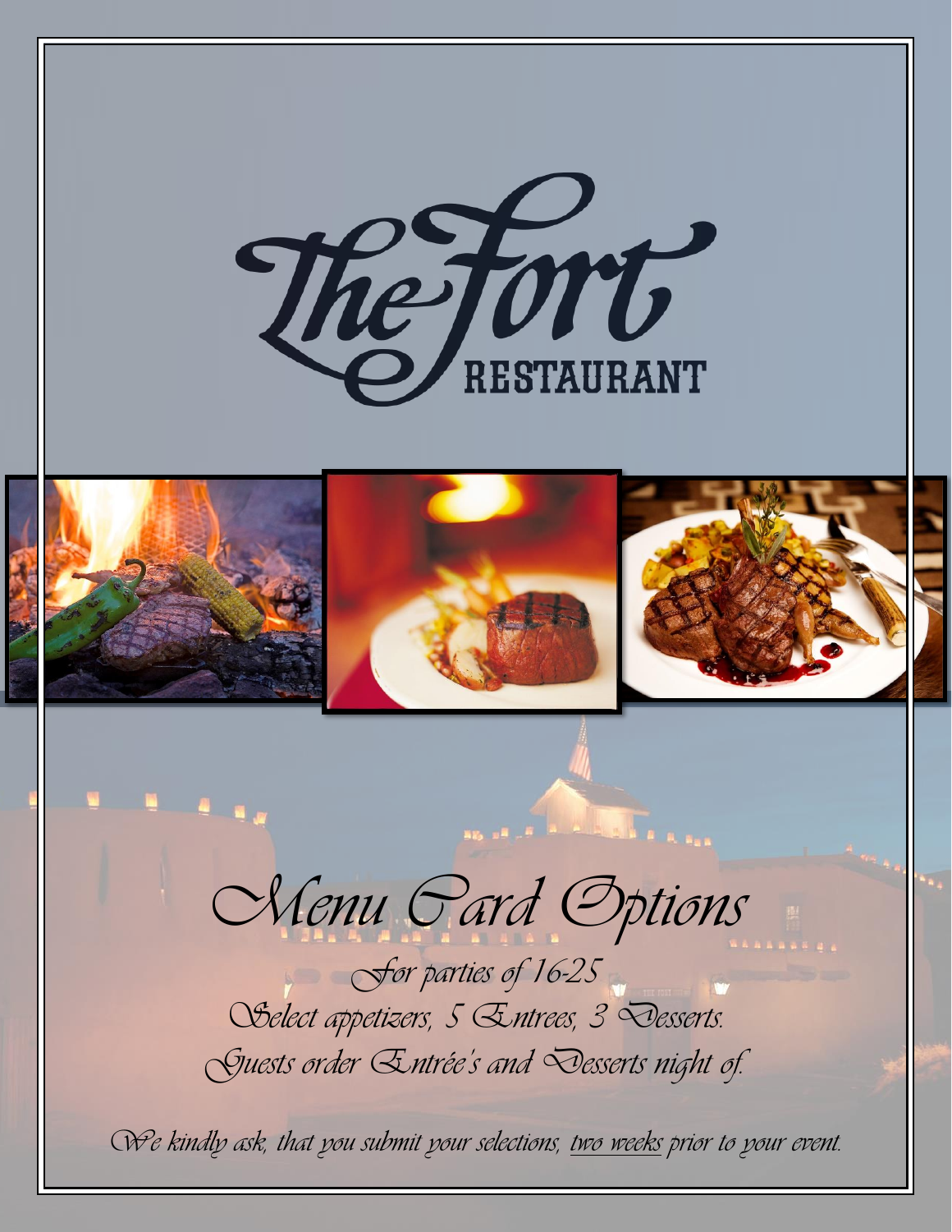# The Fort Restaurant

## Menu Card Options

*For parties of 16-25*

*Select appetizers, 5 Entrees, 3 Desserts.*

*Guests order Entrée's and Desserts night of.*

*We kindly ask, that you submit your selections, two weeks prior to your event.*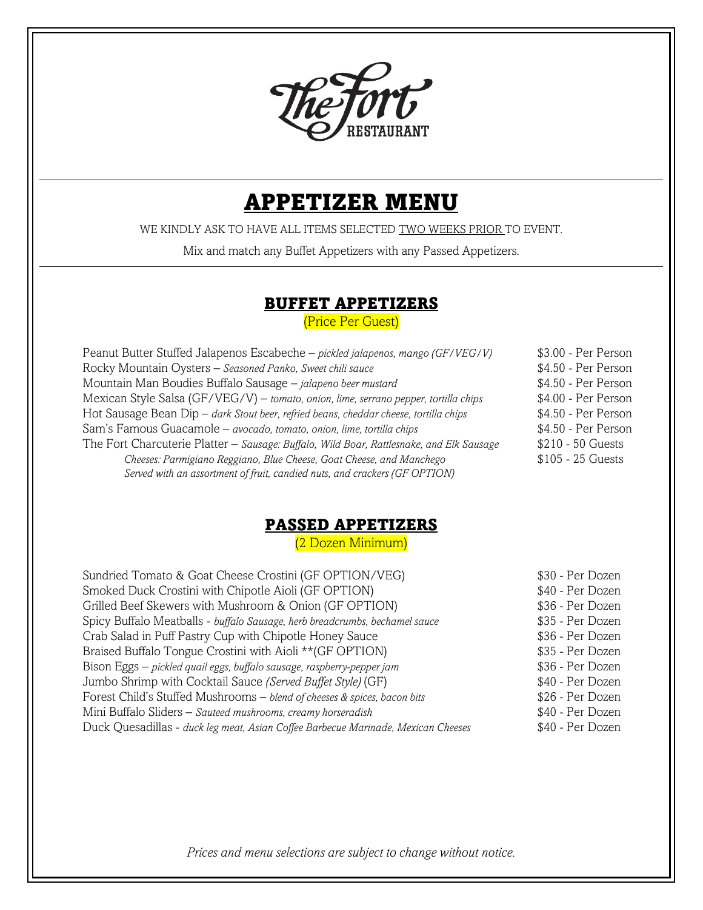# The Fort RESTAURANT

# APPETIZER MENU

WE KINDLY ASK TO HAVE ALL ITEMS SELECTED TWO WEEKS PRIOR TO EVENT.

Mix and match any Buffet Appetizers with any Passed Appetizers.

## BUFFET APPETIZERS

(Price Per Guest)

| Item | Price |
| --- | --- |
| Peanut Butter Stuffed Jalapenos Escabeche – *pickled jalapenos, mango (GF/VEG/V)* | $3.00 - Per Person |
| Rocky Mountain Oysters – *Seasoned Panko, Sweet chili sauce* | $4.50 - Per Person |
| Mountain Man Boudies Buffalo Sausage – *jalapeno beer mustard* | $4.50 - Per Person |
| Mexican Style Salsa (GF/VEG/V) – *tomato, onion, lime, serrano pepper, tortilla chips* | $4.00 - Per Person |
| Hot Sausage Bean Dip – *dark Stout beer, refried beans, cheddar cheese, tortilla chips* | $4.50 - Per Person |
| Sam's Famous Guacamole – *avocado, tomato, onion, lime, tortilla chips* | $4.50 - Per Person |
| The Fort Charcuterie Platter – *Sausage: Buffalo, Wild Boar, Rattlesnake, and Elk Sausage* | $210 - 50 Guests |
| *Cheeses: Parmigiano Reggiano, Blue Cheese, Goat Cheese, and Manchego* | $105 - 25 Guests |
| *Served with an assortment of fruit, candied nuts, and crackers (GF OPTION)* | |

## PASSED APPETIZERS

(2 Dozen Minimum)

| Item | Price |
| --- | --- |
| Sundried Tomato & Goat Cheese Crostini (GF OPTION/VEG) | $30 - Per Dozen |
| Smoked Duck Crostini with Chipotle Aioli (GF OPTION) | $40 - Per Dozen |
| Grilled Beef Skewers with Mushroom & Onion (GF OPTION) | $36 - Per Dozen |
| Spicy Buffalo Meatballs - *buffalo Sausage, herb breadcrumbs, bechamel sauce* | $35 - Per Dozen |
| Crab Salad in Puff Pastry Cup with Chipotle Honey Sauce | $36 - Per Dozen |
| Braised Buffalo Tongue Crostini with Aioli **(GF OPTION) | $35 - Per Dozen |
| Bison Eggs – *pickled quail eggs, buffalo sausage, raspberry-pepper jam* | $36 - Per Dozen |
| Jumbo Shrimp with Cocktail Sauce *(Served Buffet Style)* (GF) | $40 - Per Dozen |
| Forest Child's Stuffed Mushrooms – *blend of cheeses & spices, bacon bits* | $26 - Per Dozen |
| Mini Buffalo Sliders – *Sauteed mushrooms, creamy horseradish* | $40 - Per Dozen |
| Duck Quesadillas - *duck leg meat, Asian Coffee Barbecue Marinade, Mexican Cheeses* | $40 - Per Dozen |

*Prices and menu selections are subject to change without notice.*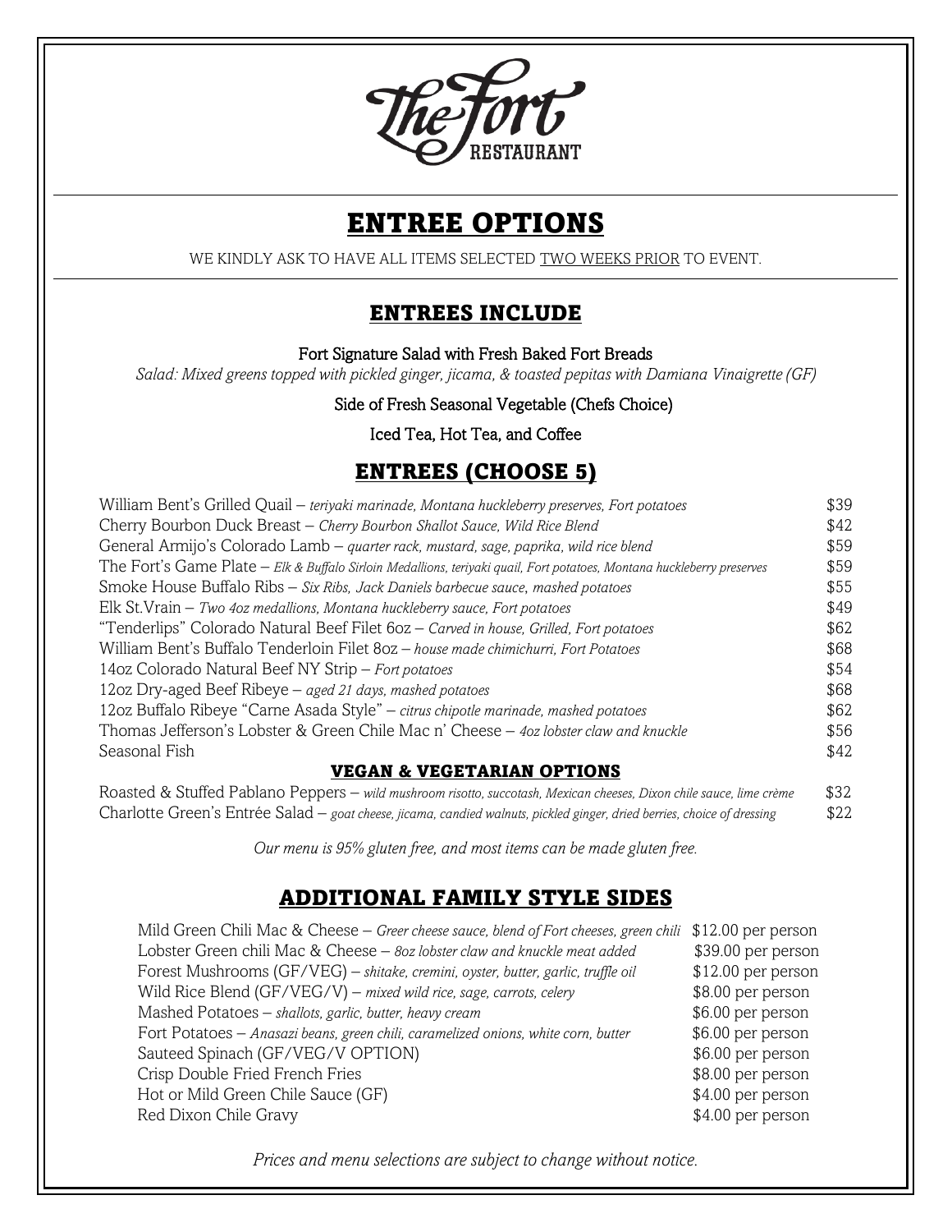# The Fort Restaurant

## ENTREE OPTIONS

WE KINDLY ASK TO HAVE ALL ITEMS SELECTED TWO WEEKS PRIOR TO EVENT.

### ENTREES INCLUDE

**Fort Signature Salad with Fresh Baked Fort Breads**

*Salad: Mixed greens topped with pickled ginger, jicama, & toasted pepitas with Damiana Vinaigrette (GF)*

**Side of Fresh Seasonal Vegetable (Chefs Choice)**

**Iced Tea, Hot Tea, and Coffee**

### ENTREES (CHOOSE 5)

| Item | Price |
|---|---|
| William Bent's Grilled Quail – *teriyaki marinade, Montana huckleberry preserves, Fort potatoes* | $39 |
| Cherry Bourbon Duck Breast – *Cherry Bourbon Shallot Sauce, Wild Rice Blend* | $42 |
| General Armijo's Colorado Lamb – *quarter rack, mustard, sage, paprika, wild rice blend* | $59 |
| The Fort's Game Plate – *Elk & Buffalo Sirloin Medallions, teriyaki quail, Fort potatoes, Montana huckleberry preserves* | $59 |
| Smoke House Buffalo Ribs – *Six Ribs, Jack Daniels barbecue sauce, mashed potatoes* | $55 |
| Elk St.Vrain – *Two 4oz medallions, Montana huckleberry sauce, Fort potatoes* | $49 |
| "Tenderlips" Colorado Natural Beef Filet 6oz – *Carved in house, Grilled, Fort potatoes* | $62 |
| William Bent's Buffalo Tenderloin Filet 8oz – *house made chimichurri, Fort Potatoes* | $68 |
| 14oz Colorado Natural Beef NY Strip – *Fort potatoes* | $54 |
| 12oz Dry-aged Beef Ribeye – *aged 21 days, mashed potatoes* | $68 |
| 12oz Buffalo Ribeye "Carne Asada Style" – *citrus chipotle marinade, mashed potatoes* | $62 |
| Thomas Jefferson's Lobster & Green Chile Mac n' Cheese – *4oz lobster claw and knuckle* | $56 |
| Seasonal Fish | $42 |

#### VEGAN & VEGETARIAN OPTIONS

| Item | Price |
|---|---|
| Roasted & Stuffed Pablano Peppers – *wild mushroom risotto, succotash, Mexican cheeses, Dixon chile sauce, lime crème* | $32 |
| Charlotte Green's Entrée Salad – *goat cheese, jicama, candied walnuts, pickled ginger, dried berries, choice of dressing* | $22 |

*Our menu is 95% gluten free, and most items can be made gluten free.*

### ADDITIONAL FAMILY STYLE SIDES

| Item | Price |
|---|---|
| Mild Green Chili Mac & Cheese – *Greer cheese sauce, blend of Fort cheeses, green chili* | $12.00 per person |
| Lobster Green chili Mac & Cheese – *8oz lobster claw and knuckle meat added* | $39.00 per person |
| Forest Mushrooms (GF/VEG) – *shitake, cremini, oyster, butter, garlic, truffle oil* | $12.00 per person |
| Wild Rice Blend (GF/VEG/V) – *mixed wild rice, sage, carrots, celery* | $8.00 per person |
| Mashed Potatoes – *shallots, garlic, butter, heavy cream* | $6.00 per person |
| Fort Potatoes – *Anasazi beans, green chili, caramelized onions, white corn, butter* | $6.00 per person |
| Sauteed Spinach (GF/VEG/V OPTION) | $6.00 per person |
| Crisp Double Fried French Fries | $8.00 per person |
| Hot or Mild Green Chile Sauce (GF) | $4.00 per person |
| Red Dixon Chile Gravy | $4.00 per person |

*Prices and menu selections are subject to change without notice.*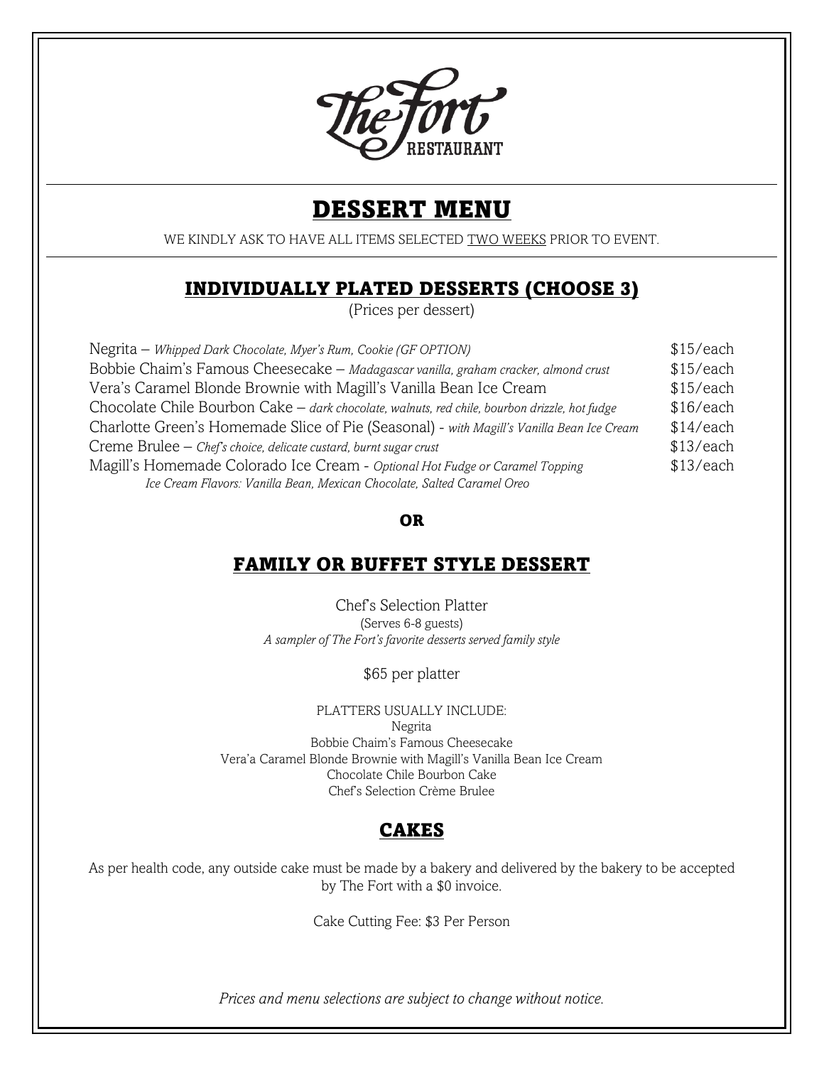The Fort RESTAURANT

# DESSERT MENU

WE KINDLY ASK TO HAVE ALL ITEMS SELECTED TWO WEEKS PRIOR TO EVENT.

## INDIVIDUALLY PLATED DESSERTS (CHOOSE 3)

(Prices per dessert)

| | |
|---|---|
| Negrita – *Whipped Dark Chocolate, Myer's Rum, Cookie (GF OPTION)* | $15/each |
| Bobbie Chaim's Famous Cheesecake – *Madagascar vanilla, graham cracker, almond crust* | $15/each |
| Vera's Caramel Blonde Brownie with Magill's Vanilla Bean Ice Cream | $15/each |
| Chocolate Chile Bourbon Cake – *dark chocolate, walnuts, red chile, bourbon drizzle, hot fudge* | $16/each |
| Charlotte Green's Homemade Slice of Pie (Seasonal) - *with Magill's Vanilla Bean Ice Cream* | $14/each |
| Creme Brulee – *Chef's choice, delicate custard, burnt sugar crust* | $13/each |
| Magill's Homemade Colorado Ice Cream - *Optional Hot Fudge or Caramel Topping* | $13/each |

*Ice Cream Flavors: Vanilla Bean, Mexican Chocolate, Salted Caramel Oreo*

**OR**

## FAMILY OR BUFFET STYLE DESSERT

Chef's Selection Platter
(Serves 6-8 guests)
*A sampler of The Fort's favorite desserts served family style*

$65 per platter

PLATTERS USUALLY INCLUDE:
Negrita
Bobbie Chaim's Famous Cheesecake
Vera'a Caramel Blonde Brownie with Magill's Vanilla Bean Ice Cream
Chocolate Chile Bourbon Cake
Chef's Selection Crème Brulee

## CAKES

As per health code, any outside cake must be made by a bakery and delivered by the bakery to be accepted by The Fort with a $0 invoice.

Cake Cutting Fee: $3 Per Person

*Prices and menu selections are subject to change without notice.*